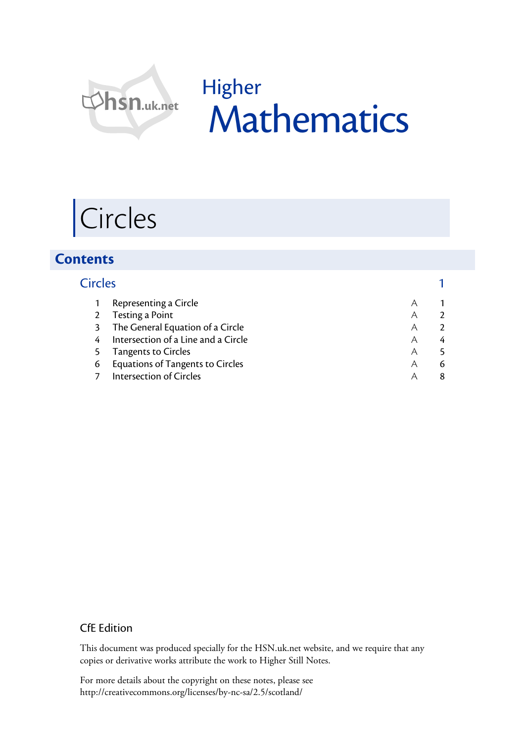hsn.uk.net

Higher

# Mathematics

# Circles

## Contents

| Circles | | | 1 |
|---|---|---|---|
| 1 | Representing a Circle | A | 1 |
| 2 | Testing a Point | A | 2 |
| 3 | The General Equation of a Circle | A | 2 |
| 4 | Intersection of a Line and a Circle | A | 4 |
| 5 | Tangents to Circles | A | 5 |
| 6 | Equations of Tangents to Circles | A | 6 |
| 7 | Intersection of Circles | A | 8 |

CfE Edition

This document was produced specially for the HSN.uk.net website, and we require that any copies or derivative works attribute the work to Higher Still Notes.

For more details about the copyright on these notes, please see
http://creativecommons.org/licenses/by-nc-sa/2.5/scotland/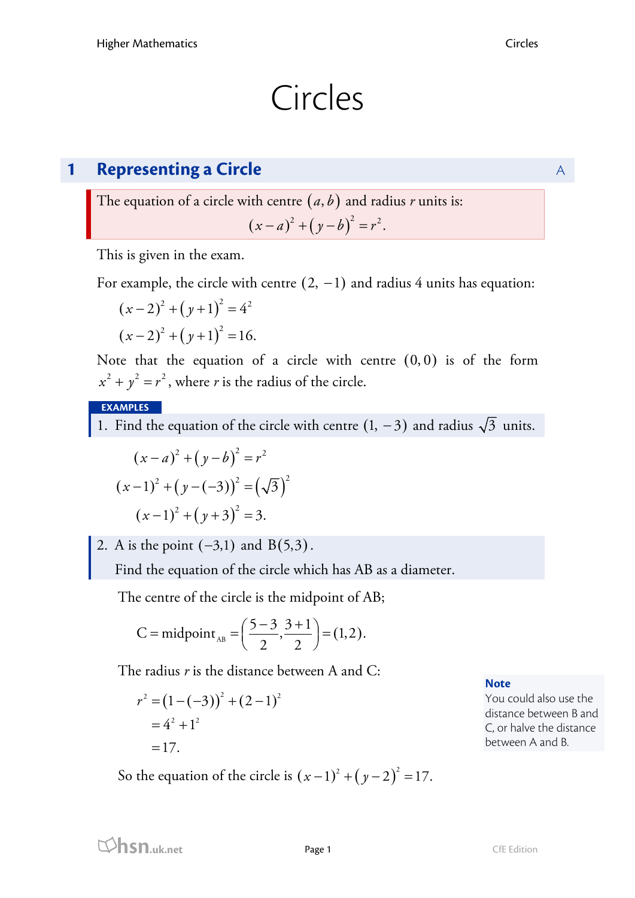# Circles

## 1 Representing a Circle

The equation of a circle with centre $(a, b)$ and radius $r$ units is:

$$(x-a)^2 + (y-b)^2 = r^2.$$

This is given in the exam.

For example, the circle with centre $(2, -1)$ and radius 4 units has equation:

$$(x-2)^2 + (y+1)^2 = 4^2$$

$$(x-2)^2 + (y+1)^2 = 16.$$

Note that the equation of a circle with centre $(0,0)$ is of the form $x^2 + y^2 = r^2$, where $r$ is the radius of the circle.

**EXAMPLES**

1. Find the equation of the circle with centre $(1, -3)$ and radius $\sqrt{3}$ units.

$$(x-a)^2 + (y-b)^2 = r^2$$

$$(x-1)^2 + (y-(-3))^2 = \left(\sqrt{3}\right)^2$$

$$(x-1)^2 + (y+3)^2 = 3.$$

2. A is the point $(-3,1)$ and $\text{B}(5,3)$.

   Find the equation of the circle which has AB as a diameter.

The centre of the circle is the midpoint of AB;

$$\text{C} = \text{midpoint}_{\text{AB}} = \left(\frac{5-3}{2}, \frac{3+1}{2}\right) = (1,2).$$

The radius $r$ is the distance between A and C:

$$r^2 = (1-(-3))^2 + (2-1)^2$$

$$= 4^2 + 1^2$$

$$= 17.$$

**Note**
You could also use the distance between B and C, or halve the distance between A and B.

So the equation of the circle is $(x-1)^2 + (y-2)^2 = 17$.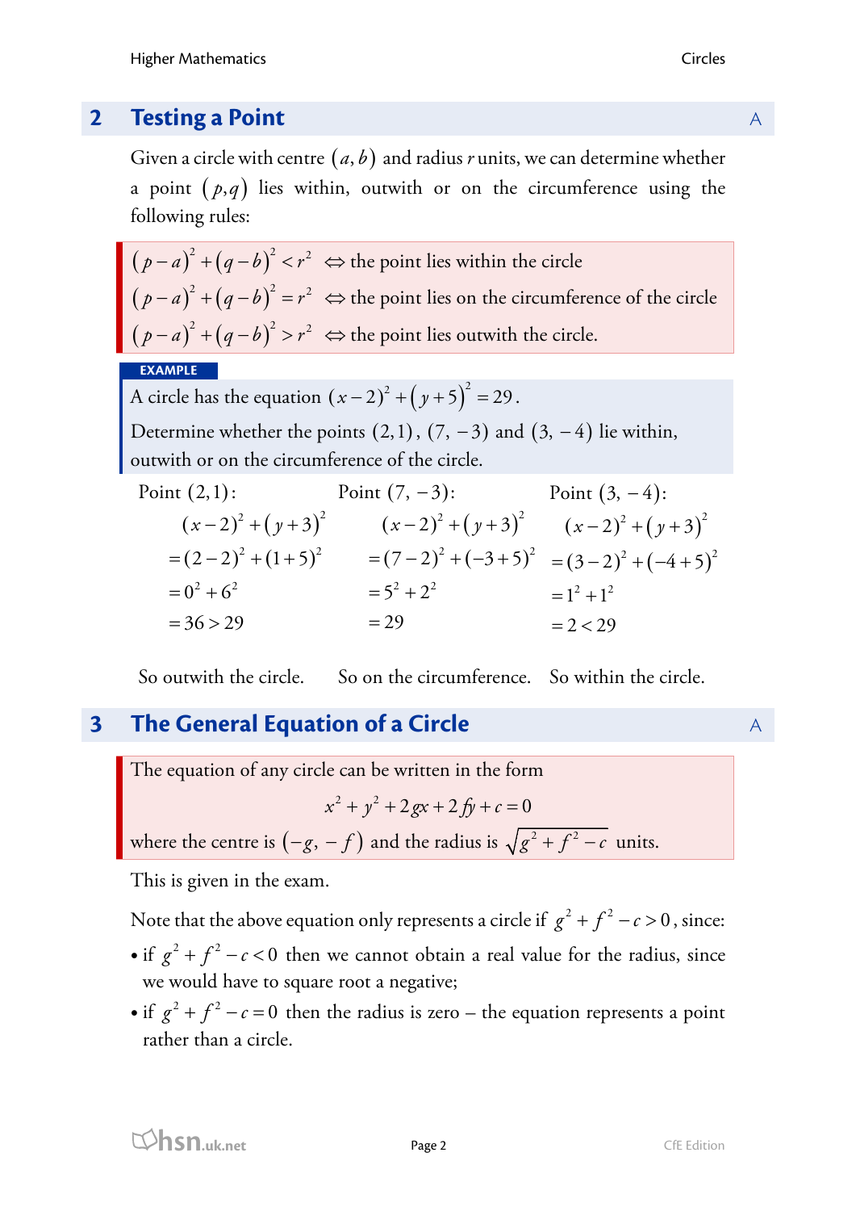## 2 Testing a Point

Given a circle with centre $(a, b)$ and radius $r$ units, we can determine whether a point $(p, q)$ lies within, outwith or on the circumference using the following rules:

$(p-a)^2 + (q-b)^2 < r^2 \iff$ the point lies within the circle
$(p-a)^2 + (q-b)^2 = r^2 \iff$ the point lies on the circumference of the circle
$(p-a)^2 + (q-b)^2 > r^2 \iff$ the point lies outwith the circle.

**EXAMPLE**

A circle has the equation $(x-2)^2 + (y+5)^2 = 29$.

Determine whether the points $(2,1)$, $(7, -3)$ and $(3, -4)$ lie within, outwith or on the circumference of the circle.

Point $(2,1)$:

$$\begin{aligned}
&(x-2)^2 + (y+3)^2 \\
&= (2-2)^2 + (1+5)^2 \\
&= 0^2 + 6^2 \\
&= 36 > 29
\end{aligned}$$

So outwith the circle.

Point $(7, -3)$:

$$\begin{aligned}
&(x-2)^2 + (y+3)^2 \\
&= (7-2)^2 + (-3+5)^2 \\
&= 5^2 + 2^2 \\
&= 29
\end{aligned}$$

So on the circumference.

Point $(3, -4)$:

$$\begin{aligned}
&(x-2)^2 + (y+3)^2 \\
&= (3-2)^2 + (-4+5)^2 \\
&= 1^2 + 1^2 \\
&= 2 < 29
\end{aligned}$$

So within the circle.

## 3 The General Equation of a Circle

The equation of any circle can be written in the form

$$x^2 + y^2 + 2gx + 2fy + c = 0$$

where the centre is $(-g, -f)$ and the radius is $\sqrt{g^2 + f^2 - c}$ units.

This is given in the exam.

Note that the above equation only represents a circle if $g^2 + f^2 - c > 0$, since:

- if $g^2 + f^2 - c < 0$ then we cannot obtain a real value for the radius, since we would have to square root a negative;
- if $g^2 + f^2 - c = 0$ then the radius is zero – the equation represents a point rather than a circle.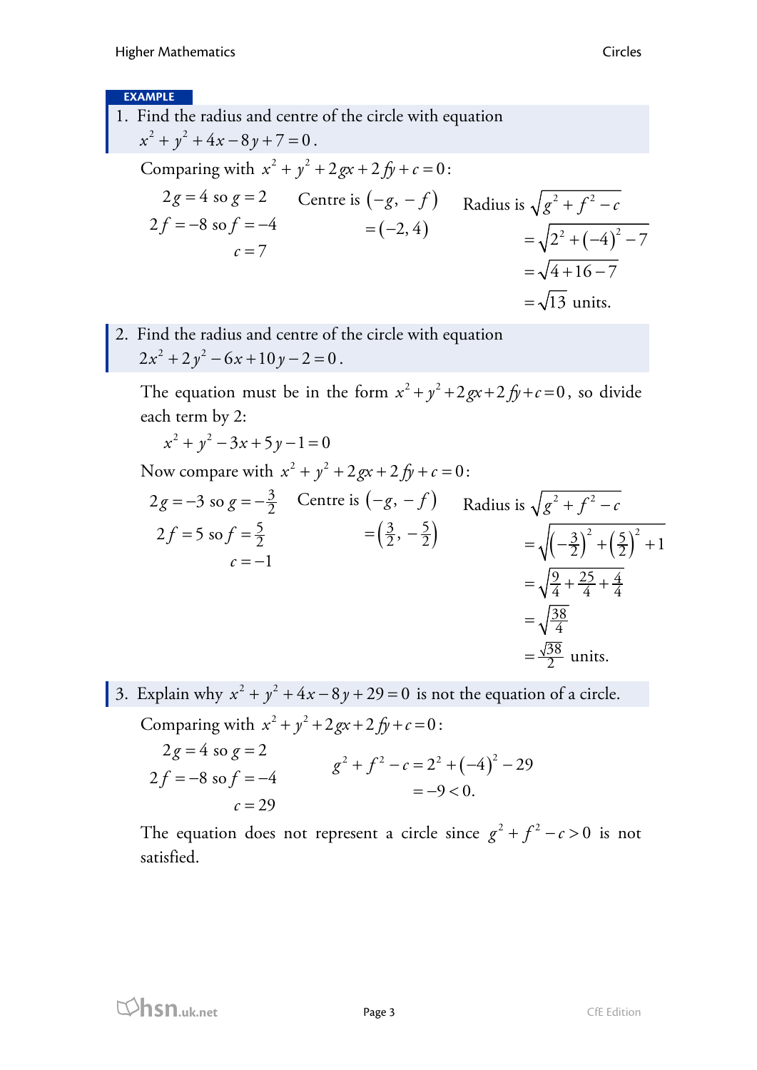**EXAMPLE**

1. Find the radius and centre of the circle with equation $x^2 + y^2 + 4x - 8y + 7 = 0$.

Comparing with $x^2 + y^2 + 2gx + 2fy + c = 0$:

$2g = 4$ so $g = 2$

$2f = -8$ so $f = -4$

$c = 7$

Centre is $(-g, -f)$
$= (-2, 4)$

Radius is $\sqrt{g^2 + f^2 - c}$

$$= \sqrt{2^2 + (-4)^2 - 7}$$
$$= \sqrt{4 + 16 - 7}$$
$$= \sqrt{13} \text{ units.}$$

2. Find the radius and centre of the circle with equation $2x^2 + 2y^2 - 6x + 10y - 2 = 0$.

The equation must be in the form $x^2 + y^2 + 2gx + 2fy + c = 0$, so divide each term by 2:

$$x^2 + y^2 - 3x + 5y - 1 = 0$$

Now compare with $x^2 + y^2 + 2gx + 2fy + c = 0$:

$2g = -3$ so $g = -\frac{3}{2}$

$2f = 5$ so $f = \frac{5}{2}$

$c = -1$

Centre is $(-g, -f)$
$= \left(\frac{3}{2}, -\frac{5}{2}\right)$

Radius is $\sqrt{g^2 + f^2 - c}$

$$= \sqrt{\left(-\tfrac{3}{2}\right)^2 + \left(\tfrac{5}{2}\right)^2 + 1}$$
$$= \sqrt{\tfrac{9}{4} + \tfrac{25}{4} + \tfrac{4}{4}}$$
$$= \sqrt{\tfrac{38}{4}}$$
$$= \tfrac{\sqrt{38}}{2} \text{ units.}$$

3. Explain why $x^2 + y^2 + 4x - 8y + 29 = 0$ is not the equation of a circle.

Comparing with $x^2 + y^2 + 2gx + 2fy + c = 0$:

$2g = 4$ so $g = 2$

$2f = -8$ so $f = -4$

$c = 29$

$$g^2 + f^2 - c = 2^2 + (-4)^2 - 29$$
$$= -9 < 0.$$

The equation does not represent a circle since $g^2 + f^2 - c > 0$ is not satisfied.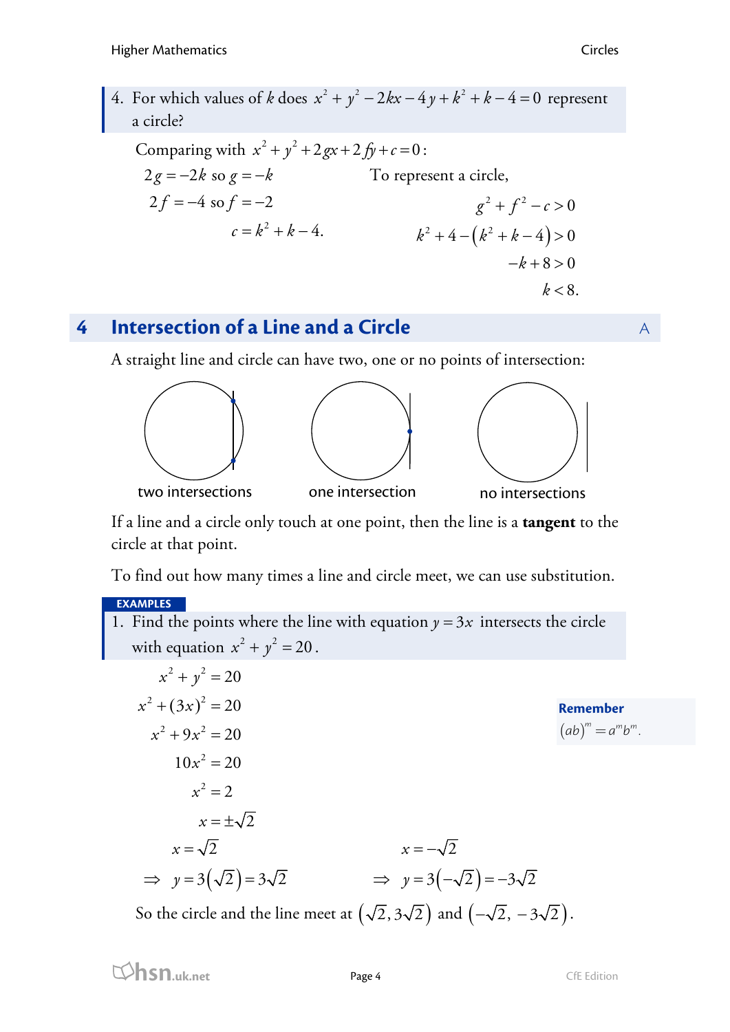4. For which values of $k$ does $x^2 + y^2 - 2kx - 4y + k^2 + k - 4 = 0$ represent a circle?

Comparing with $x^2 + y^2 + 2gx + 2fy + c = 0$:

$2g = -2k$ so $g = -k$

$2f = -4$ so $f = -2$

$c = k^2 + k - 4.$

To represent a circle,

$$
\begin{aligned}
g^2 + f^2 - c &> 0 \\
k^2 + 4 - \left(k^2 + k - 4\right) &> 0 \\
-k + 8 &> 0 \\
k &< 8.
\end{aligned}
$$

## 4 Intersection of a Line and a Circle

A straight line and circle can have two, one or no points of intersection:

two intersections — one intersection — no intersections

If a line and a circle only touch at one point, then the line is a **tangent** to the circle at that point.

To find out how many times a line and circle meet, we can use substitution.

**EXAMPLES**

1. Find the points where the line with equation $y = 3x$ intersects the circle with equation $x^2 + y^2 = 20$.

$$
\begin{aligned}
x^2 + y^2 &= 20 \\
x^2 + (3x)^2 &= 20 \\
x^2 + 9x^2 &= 20 \\
10x^2 &= 20 \\
x^2 &= 2 \\
x &= \pm\sqrt{2}
\end{aligned}
$$

$x = \sqrt{2}$

$\Rightarrow \; y = 3\left(\sqrt{2}\right) = 3\sqrt{2}$

$x = -\sqrt{2}$

$\Rightarrow \; y = 3\left(-\sqrt{2}\right) = -3\sqrt{2}$

So the circle and the line meet at $\left(\sqrt{2}, 3\sqrt{2}\right)$ and $\left(-\sqrt{2}, -3\sqrt{2}\right)$.

**Remember**

$(ab)^m = a^m b^m$.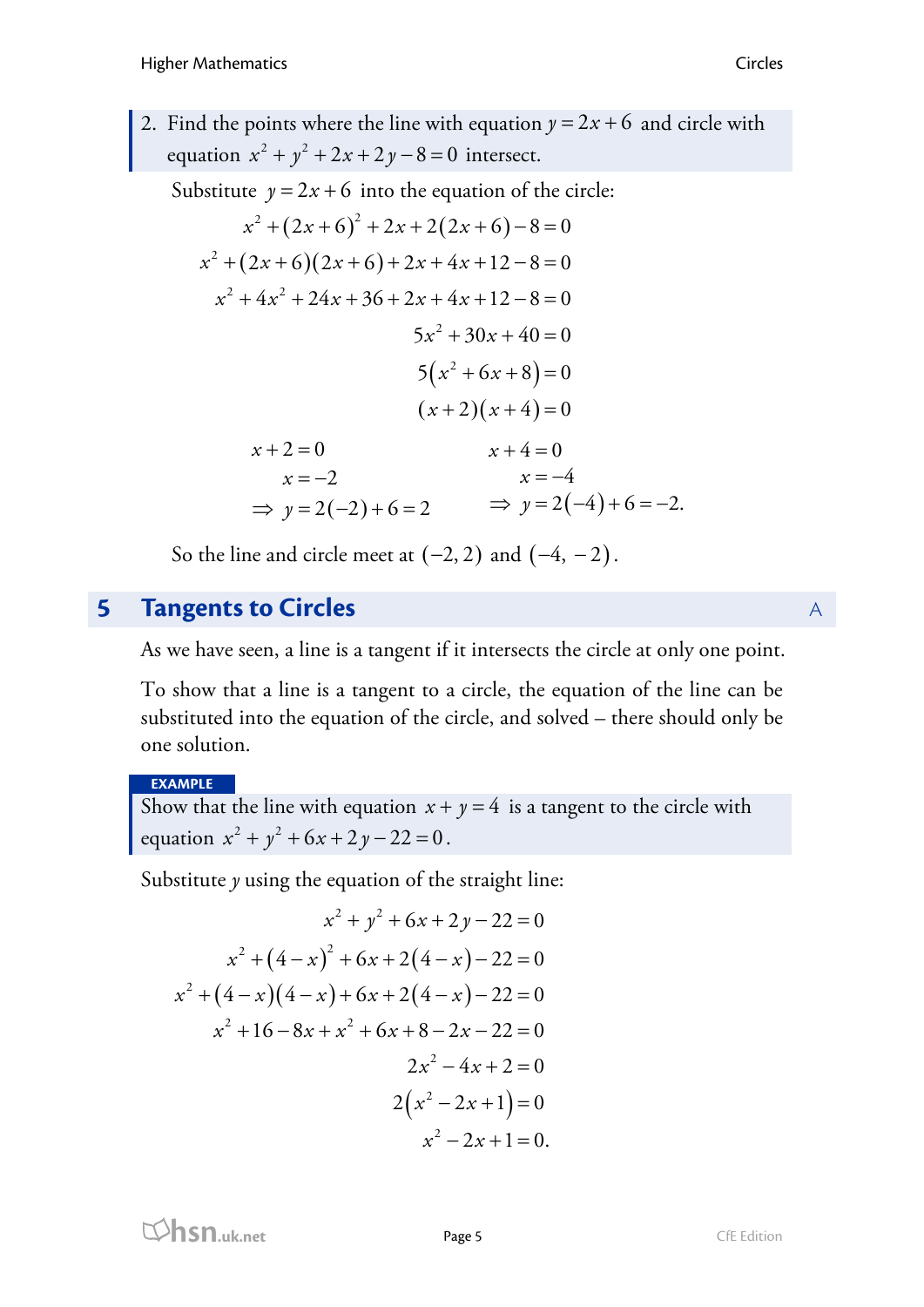2. Find the points where the line with equation $y = 2x + 6$ and circle with equation $x^2 + y^2 + 2x + 2y - 8 = 0$ intersect.

Substitute $y = 2x + 6$ into the equation of the circle:

$$\begin{aligned}
x^2 + (2x+6)^2 + 2x + 2(2x+6) - 8 &= 0 \\
x^2 + (2x+6)(2x+6) + 2x + 4x + 12 - 8 &= 0 \\
x^2 + 4x^2 + 24x + 36 + 2x + 4x + 12 - 8 &= 0 \\
5x^2 + 30x + 40 &= 0 \\
5(x^2 + 6x + 8) &= 0 \\
(x+2)(x+4) &= 0
\end{aligned}$$

$$\begin{aligned}
x + 2 &= 0 & \qquad x + 4 &= 0 \\
x &= -2 & \qquad x &= -4 \\
\Rightarrow\ y &= 2(-2) + 6 = 2 & \qquad \Rightarrow\ y &= 2(-4) + 6 = -2.
\end{aligned}$$

So the line and circle meet at $(-2, 2)$ and $(-4, -2)$.

## 5 Tangents to Circles

As we have seen, a line is a tangent if it intersects the circle at only one point.

To show that a line is a tangent to a circle, the equation of the line can be substituted into the equation of the circle, and solved – there should only be one solution.

**EXAMPLE**

Show that the line with equation $x + y = 4$ is a tangent to the circle with equation $x^2 + y^2 + 6x + 2y - 22 = 0$.

Substitute $y$ using the equation of the straight line:

$$\begin{aligned}
x^2 + y^2 + 6x + 2y - 22 &= 0 \\
x^2 + (4-x)^2 + 6x + 2(4-x) - 22 &= 0 \\
x^2 + (4-x)(4-x) + 6x + 2(4-x) - 22 &= 0 \\
x^2 + 16 - 8x + x^2 + 6x + 8 - 2x - 22 &= 0 \\
2x^2 - 4x + 2 &= 0 \\
2(x^2 - 2x + 1) &= 0 \\
x^2 - 2x + 1 &= 0.
\end{aligned}$$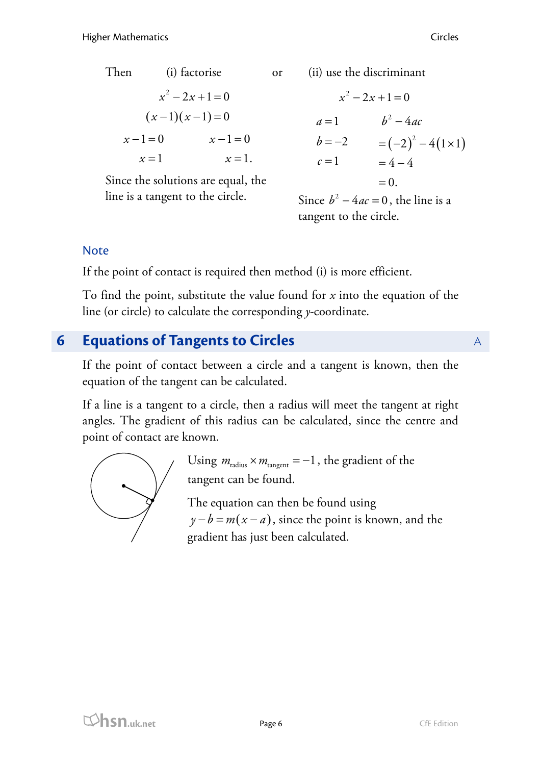Then (i) factorise or (ii) use the discriminant

(i) factorise

$$x^2 - 2x + 1 = 0$$
$$(x-1)(x-1) = 0$$
$$x - 1 = 0 \qquad x - 1 = 0$$
$$x = 1 \qquad x = 1.$$

Since the solutions are equal, the line is a tangent to the circle.

(ii) use the discriminant

$$x^2 - 2x + 1 = 0$$

$a = 1$, $b = -2$, $c = 1$

$$\begin{aligned} b^2 - 4ac &= (-2)^2 - 4(1 \times 1) \\ &= 4 - 4 \\ &= 0. \end{aligned}$$

Since $b^2 - 4ac = 0$, the line is a tangent to the circle.

### Note

If the point of contact is required then method (i) is more efficient.

To find the point, substitute the value found for $x$ into the equation of the line (or circle) to calculate the corresponding $y$-coordinate.

## 6 Equations of Tangents to Circles

If the point of contact between a circle and a tangent is known, then the equation of the tangent can be calculated.

If a line is a tangent to a circle, then a radius will meet the tangent at right angles. The gradient of this radius can be calculated, since the centre and point of contact are known.

Using $m_{\text{radius}} \times m_{\text{tangent}} = -1$, the gradient of the tangent can be found.

The equation can then be found using $y - b = m(x - a)$, since the point is known, and the gradient has just been calculated.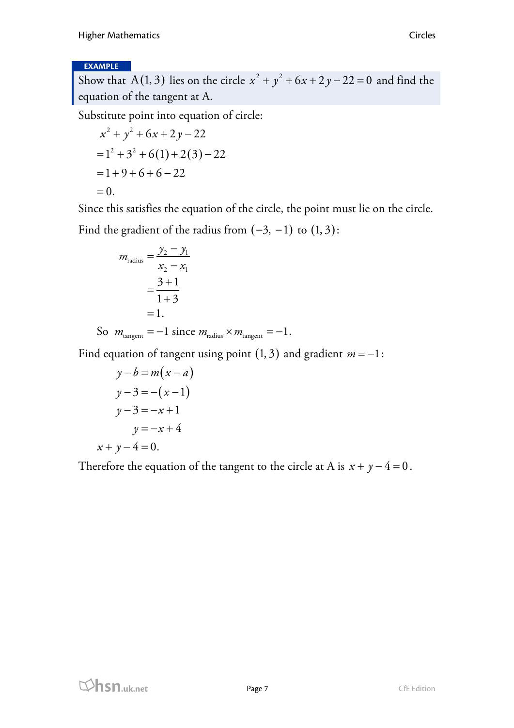**EXAMPLE**

Show that $A(1, 3)$ lies on the circle $x^2 + y^2 + 6x + 2y - 22 = 0$ and find the equation of the tangent at A.

Substitute point into equation of circle:

$$\begin{aligned}
&x^2 + y^2 + 6x + 2y - 22 \\
&= 1^2 + 3^2 + 6(1) + 2(3) - 22 \\
&= 1 + 9 + 6 + 6 - 22 \\
&= 0.
\end{aligned}$$

Since this satisfies the equation of the circle, the point must lie on the circle.

Find the gradient of the radius from $(-3, -1)$ to $(1, 3)$:

$$\begin{aligned}
m_{\text{radius}} &= \frac{y_2 - y_1}{x_2 - x_1} \\
&= \frac{3+1}{1+3} \\
&= 1.
\end{aligned}$$

So $m_{\text{tangent}} = -1$ since $m_{\text{radius}} \times m_{\text{tangent}} = -1$.

Find equation of tangent using point $(1, 3)$ and gradient $m = -1$:

$$\begin{aligned}
y - b &= m(x - a) \\
y - 3 &= -(x - 1) \\
y - 3 &= -x + 1 \\
y &= -x + 4 \\
x + y - 4 &= 0.
\end{aligned}$$

Therefore the equation of the tangent to the circle at A is $x + y - 4 = 0$.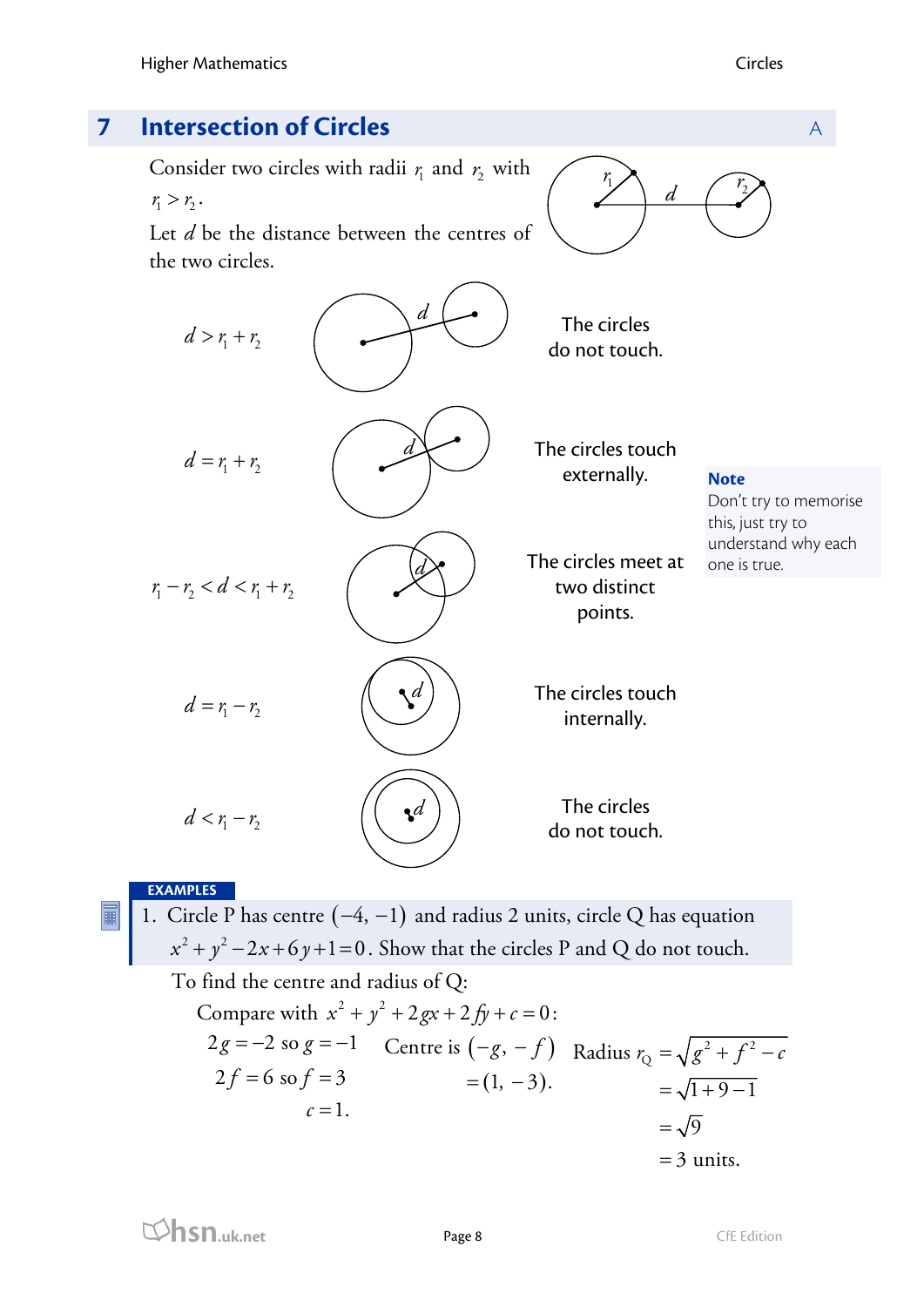## 7 Intersection of Circles

Consider two circles with radii $r_1$ and $r_2$ with $r_1 > r_2$.

Let $d$ be the distance between the centres of the two circles.

$d > r_1 + r_2$ — The circles do not touch.

$d = r_1 + r_2$ — The circles touch externally.

$r_1 - r_2 < d < r_1 + r_2$ — The circles meet at two distinct points.

$d = r_1 - r_2$ — The circles touch internally.

$d < r_1 - r_2$ — The circles do not touch.

**Note**

Don't try to memorise this, just try to understand why each one is true.

**EXAMPLES**

1. Circle P has centre $(-4, -1)$ and radius 2 units, circle Q has equation $x^2 + y^2 - 2x + 6y + 1 = 0$. Show that the circles P and Q do not touch.

To find the centre and radius of Q:

Compare with $x^2 + y^2 + 2gx + 2fy + c = 0$:

$2g = -2$ so $g = -1$

$2f = 6$ so $f = 3$

$c = 1$.

Centre is $(-g, -f) = (1, -3)$.

$$\begin{aligned}\text{Radius } r_Q &= \sqrt{g^2 + f^2 - c} \\ &= \sqrt{1 + 9 - 1} \\ &= \sqrt{9} \\ &= 3 \text{ units.}\end{aligned}$$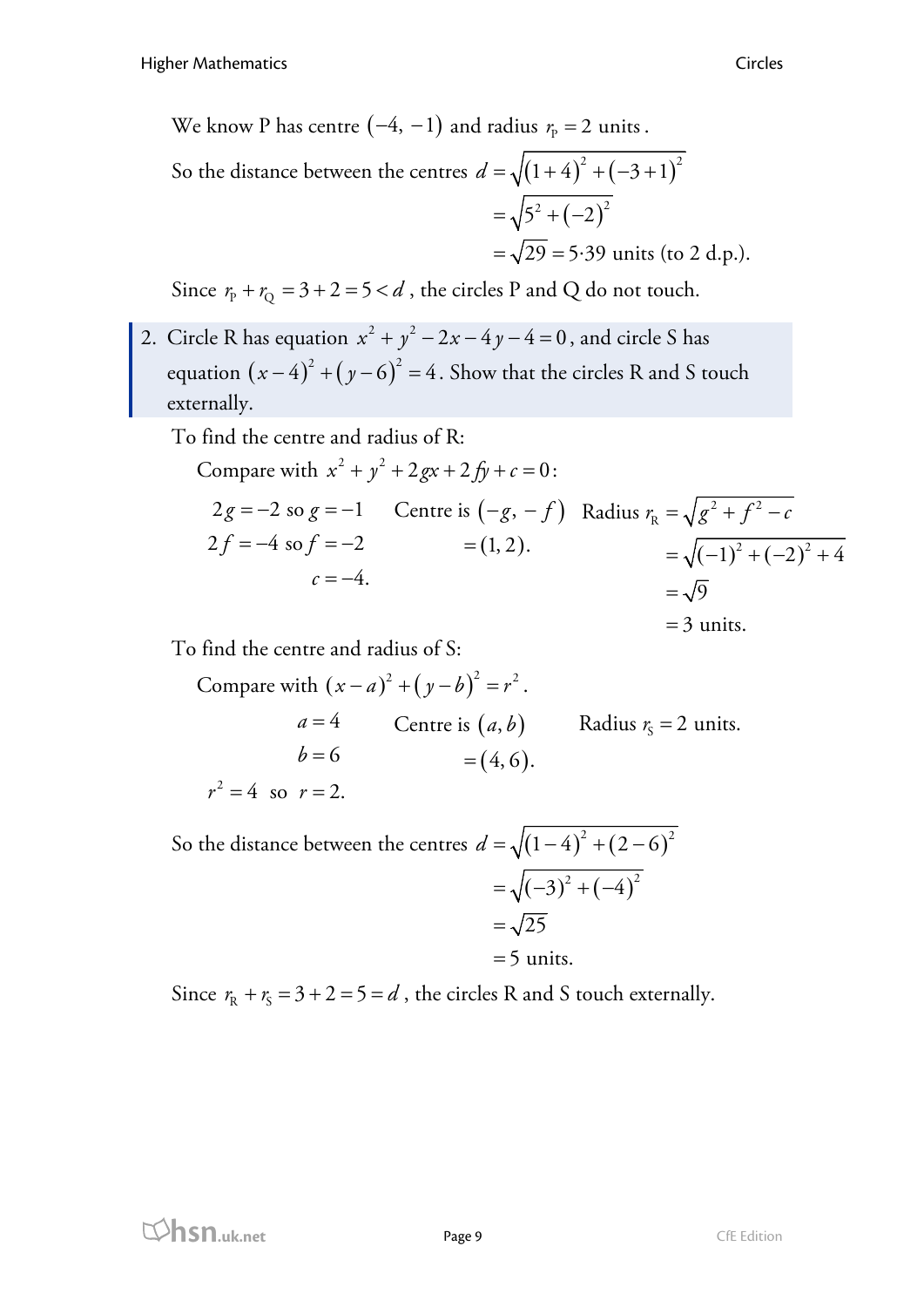We know P has centre $(-4, -1)$ and radius $r_P = 2$ units.

So the distance between the centres
$$d = \sqrt{(1+4)^2 + (-3+1)^2}$$
$$= \sqrt{5^2 + (-2)^2}$$
$$= \sqrt{29} = 5{\cdot}39 \text{ units (to 2 d.p.).}$$

Since $r_P + r_Q = 3 + 2 = 5 < d$, the circles P and Q do not touch.

2. Circle R has equation $x^2 + y^2 - 2x - 4y - 4 = 0$, and circle S has equation $(x-4)^2 + (y-6)^2 = 4$. Show that the circles R and S touch externally.

To find the centre and radius of R:

Compare with $x^2 + y^2 + 2gx + 2fy + c = 0$:

$2g = -2$ so $g = -1$

$2f = -4$ so $f = -2$

$c = -4$.

Centre is $(-g, -f) = (1, 2)$.

Radius
$$r_R = \sqrt{g^2 + f^2 - c}$$
$$= \sqrt{(-1)^2 + (-2)^2 + 4}$$
$$= \sqrt{9}$$
$$= 3 \text{ units.}$$

To find the centre and radius of S:

Compare with $(x-a)^2 + (y-b)^2 = r^2$.

$a = 4$

$b = 6$

$r^2 = 4$ so $r = 2$.

Centre is $(a, b) = (4, 6)$.

Radius $r_S = 2$ units.

So the distance between the centres
$$d = \sqrt{(1-4)^2 + (2-6)^2}$$
$$= \sqrt{(-3)^2 + (-4)^2}$$
$$= \sqrt{25}$$
$$= 5 \text{ units.}$$

Since $r_R + r_S = 3 + 2 = 5 = d$, the circles R and S touch externally.